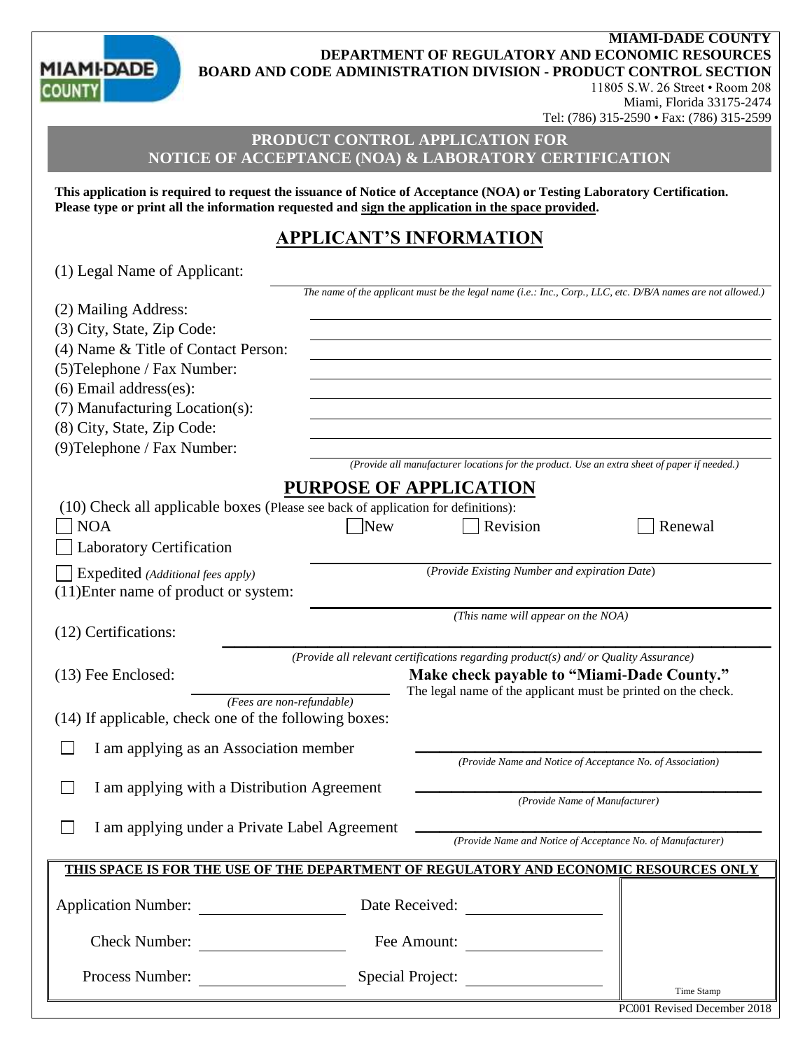**MIAMI-DADE COUNTY**
**DEPARTMENT OF REGULATORY AND ECONOMIC RESOURCES**
**BOARD AND CODE ADMINISTRATION DIVISION - PRODUCT CONTROL SECTION**
11805 S.W. 26 Street • Room 208
Miami, Florida 33175-2474
Tel: (786) 315-2590 • Fax: (786) 315-2599

# PRODUCT CONTROL APPLICATION FOR NOTICE OF ACCEPTANCE (NOA) & LABORATORY CERTIFICATION

**This application is required to request the issuance of Notice of Acceptance (NOA) or Testing Laboratory Certification. Please type or print all the information requested and sign the application in the space provided.**

## APPLICANT'S INFORMATION

(1) Legal Name of Applicant: ______________________________

*The name of the applicant must be the legal name (i.e.: Inc., Corp., LLC, etc. D/B/A names are not allowed.)*

(2) Mailing Address: ______________________________

(3) City, State, Zip Code: ______________________________

(4) Name & Title of Contact Person: ______________________________

(5)Telephone / Fax Number: ______________________________

(6) Email address(es): ______________________________

(7) Manufacturing Location(s): ______________________________

(8) City, State, Zip Code: ______________________________

(9)Telephone / Fax Number: ______________________________

*(Provide all manufacturer locations for the product. Use an extra sheet of paper if needed.)*

## PURPOSE OF APPLICATION

(10) Check all applicable boxes (Please see back of application for definitions):

☐ NOA ☐ New ☐ Revision ☐ Renewal

☐ Laboratory Certification

☐ Expedited *(Additional fees apply)* ______________________________

*(Provide Existing Number and expiration Date)*

(11)Enter name of product or system: ______________________________

*(This name will appear on the NOA)*

(12) Certifications: ______________________________

*(Provide all relevant certifications regarding product(s) and/ or Quality Assurance)*

(13) Fee Enclosed: ______________ **Make check payable to "Miami-Dade County."**

*(Fees are non-refundable)* The legal name of the applicant must be printed on the check.

(14) If applicable, check one of the following boxes:

☐ I am applying as an Association member ______________________________

*(Provide Name and Notice of Acceptance No. of Association)*

☐ I am applying with a Distribution Agreement ______________________________

*(Provide Name of Manufacturer)*

☐ I am applying under a Private Label Agreement ______________________________

*(Provide Name and Notice of Acceptance No. of Manufacturer)*

**THIS SPACE IS FOR THE USE OF THE DEPARTMENT OF REGULATORY AND ECONOMIC RESOURCES ONLY**

| | | | | |
|---|---|---|---|---|
| Application Number: | | Date Received: | | Time Stamp |
| Check Number: | | Fee Amount: | | |
| Process Number: | | Special Project: | | |

PC001 Revised December 2018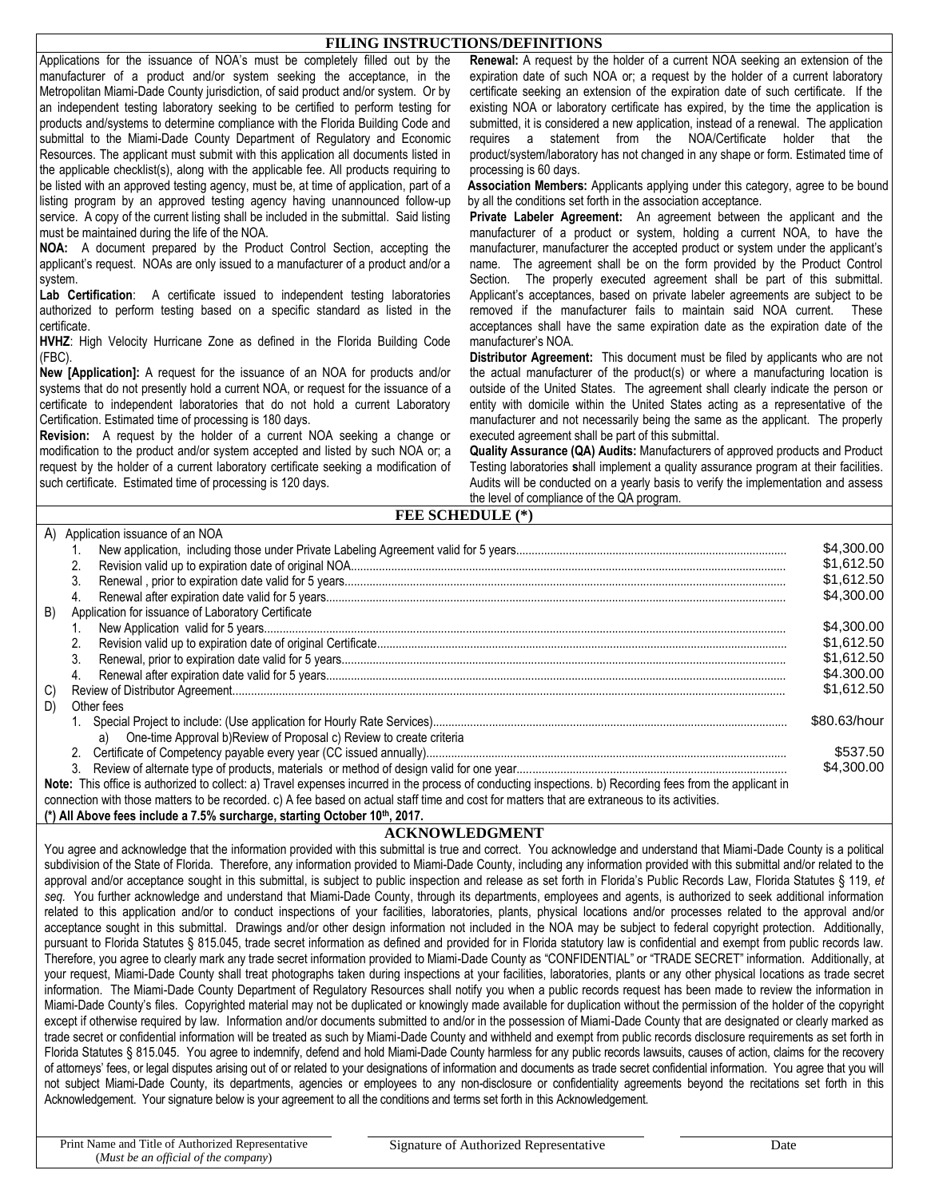## FILING INSTRUCTIONS/DEFINITIONS

Applications for the issuance of NOA's must be completely filled out by the manufacturer of a product and/or system seeking the acceptance, in the Metropolitan Miami-Dade County jurisdiction, of said product and/or system. Or by an independent testing laboratory seeking to be certified to perform testing for products and/systems to determine compliance with the Florida Building Code and submittal to the Miami-Dade County Department of Regulatory and Economic Resources. The applicant must submit with this application all documents listed in the applicable checklist(s), along with the applicable fee. All products requiring to be listed with an approved testing agency, must be, at time of application, part of a listing program by an approved testing agency having unannounced follow-up service. A copy of the current listing shall be included in the submittal. Said listing must be maintained during the life of the NOA.

**NOA:** A document prepared by the Product Control Section, accepting the applicant's request. NOAs are only issued to a manufacturer of a product and/or a system.

**Lab Certification**: A certificate issued to independent testing laboratories authorized to perform testing based on a specific standard as listed in the certificate.

**HVHZ**: High Velocity Hurricane Zone as defined in the Florida Building Code (FBC).

**New [Application]:** A request for the issuance of an NOA for products and/or systems that do not presently hold a current NOA, or request for the issuance of a certificate to independent laboratories that do not hold a current Laboratory Certification. Estimated time of processing is 180 days.

**Revision:** A request by the holder of a current NOA seeking a change or modification to the product and/or system accepted and listed by such NOA or; a request by the holder of a current laboratory certificate seeking a modification of such certificate. Estimated time of processing is 120 days.

**Renewal:** A request by the holder of a current NOA seeking an extension of the expiration date of such NOA or; a request by the holder of a current laboratory certificate seeking an extension of the expiration date of such certificate. If the existing NOA or laboratory certificate has expired, by the time the application is submitted, it is considered a new application, instead of a renewal. The application requires a statement from the NOA/Certificate holder that the product/system/laboratory has not changed in any shape or form. Estimated time of processing is 60 days.

**Association Members:** Applicants applying under this category, agree to be bound by all the conditions set forth in the association acceptance.

**Private Labeler Agreement:** An agreement between the applicant and the manufacturer of a product or system, holding a current NOA, to have the manufacturer, manufacturer the accepted product or system under the applicant's name. The agreement shall be on the form provided by the Product Control Section. The properly executed agreement shall be part of this submittal. Applicant's acceptances, based on private labeler agreements are subject to be removed if the manufacturer fails to maintain said NOA current. These acceptances shall have the same expiration date as the expiration date of the manufacturer's NOA.

**Distributor Agreement:** This document must be filed by applicants who are not the actual manufacturer of the product(s) or where a manufacturing location is outside of the United States. The agreement shall clearly indicate the person or entity with domicile within the United States acting as a representative of the manufacturer and not necessarily being the same as the applicant. The properly executed agreement shall be part of this submittal.

**Quality Assurance (QA) Audits:** Manufacturers of approved products and Product Testing laboratories **s**hall implement a quality assurance program at their facilities. Audits will be conducted on a yearly basis to verify the implementation and assess the level of compliance of the QA program.

## FEE SCHEDULE (*)

| | |
|---|---|
| A) Application issuance of an NOA | |
| 1. New application, including those under Private Labeling Agreement valid for 5 years | $4,300.00 |
| 2. Revision valid up to expiration date of original NOA | $1,612.50 |
| 3. Renewal , prior to expiration date valid for 5 years | $1,612.50 |
| 4. Renewal after expiration date valid for 5 years | $4,300.00 |
| B) Application for issuance of Laboratory Certificate | |
| 1. New Application valid for 5 years | $4,300.00 |
| 2. Revision valid up to expiration date of original Certificate | $1,612.50 |
| 3. Renewal, prior to expiration date valid for 5 years | $1,612.50 |
| 4. Renewal after expiration date valid for 5 years | $4.300.00 |
| C) Review of Distributor Agreement | $1,612.50 |
| D) Other fees | |
| 1. Special Project to include: (Use application for Hourly Rate Services) | $80.63/hour |
| a) One-time Approval b)Review of Proposal c) Review to create criteria | |
| 2. Certificate of Competency payable every year (CC issued annually) | $537.50 |
| 3. Review of alternate type of products, materials or method of design valid for one year | $4,300.00 |

**Note:** This office is authorized to collect: a) Travel expenses incurred in the process of conducting inspections. b) Recording fees from the applicant in connection with those matters to be recorded. c) A fee based on actual staff time and cost for matters that are extraneous to its activities.

**(*) All Above fees include a 7.5% surcharge, starting October 10th, 2017.**

## ACKNOWLEDGMENT

You agree and acknowledge that the information provided with this submittal is true and correct. You acknowledge and understand that Miami-Dade County is a political subdivision of the State of Florida. Therefore, any information provided to Miami-Dade County, including any information provided with this submittal and/or related to the approval and/or acceptance sought in this submittal, is subject to public inspection and release as set forth in Florida's Public Records Law, Florida Statutes § 119, *et seq.* You further acknowledge and understand that Miami-Dade County, through its departments, employees and agents, is authorized to seek additional information related to this application and/or to conduct inspections of your facilities, laboratories, plants, physical locations and/or processes related to the approval and/or acceptance sought in this submittal. Drawings and/or other design information not included in the NOA may be subject to federal copyright protection. Additionally, pursuant to Florida Statutes § 815.045, trade secret information as defined and provided for in Florida statutory law is confidential and exempt from public records law. Therefore, you agree to clearly mark any trade secret information provided to Miami-Dade County as "CONFIDENTIAL" or "TRADE SECRET" information. Additionally, at your request, Miami-Dade County shall treat photographs taken during inspections at your facilities, laboratories, plants or any other physical locations as trade secret information. The Miami-Dade County Department of Regulatory Resources shall notify you when a public records request has been made to review the information in Miami-Dade County's files. Copyrighted material may not be duplicated or knowingly made available for duplication without the permission of the holder of the copyright except if otherwise required by law. Information and/or documents submitted to and/or in the possession of Miami-Dade County that are designated or clearly marked as trade secret or confidential information will be treated as such by Miami-Dade County and withheld and exempt from public records disclosure requirements as set forth in Florida Statutes § 815.045. You agree to indemnify, defend and hold Miami-Dade County harmless for any public records lawsuits, causes of action, claims for the recovery of attorneys' fees, or legal disputes arising out of or related to your designations of information and documents as trade secret confidential information. You agree that you will not subject Miami-Dade County, its departments, agencies or employees to any non-disclosure or confidentiality agreements beyond the recitations set forth in this Acknowledgement. Your signature below is your agreement to all the conditions and terms set forth in this Acknowledgement.

| | | |
|---|---|---|
| Print Name and Title of Authorized Representative (*Must be an official of the company*) | Signature of Authorized Representative | Date |